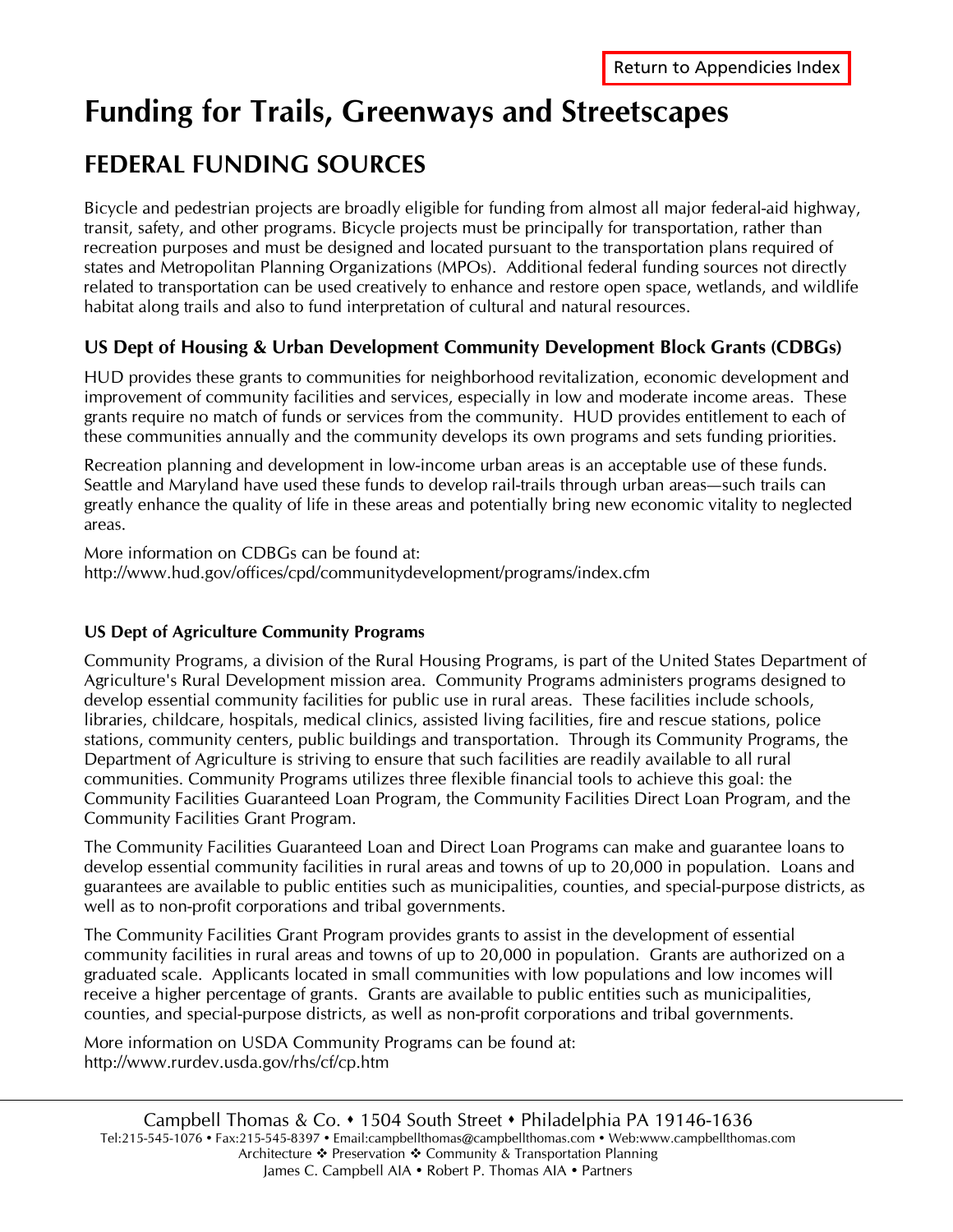Return to Appendicies Index

# Funding for Trails, Greenways and Streetscapes

## FEDERAL FUNDING SOURCES

Bicycle and pedestrian projects are broadly eligible for funding from almost all major federal-aid highway, transit, safety, and other programs. Bicycle projects must be principally for transportation, rather than recreation purposes and must be designed and located pursuant to the transportation plans required of states and Metropolitan Planning Organizations (MPOs). Additional federal funding sources not directly related to transportation can be used creatively to enhance and restore open space, wetlands, and wildlife habitat along trails and also to fund interpretation of cultural and natural resources.

### US Dept of Housing & Urban Development Community Development Block Grants (CDBGs)

HUD provides these grants to communities for neighborhood revitalization, economic development and improvement of community facilities and services, especially in low and moderate income areas. These grants require no match of funds or services from the community. HUD provides entitlement to each of these communities annually and the community develops its own programs and sets funding priorities.

Recreation planning and development in low-income urban areas is an acceptable use of these funds. Seattle and Maryland have used these funds to develop rail-trails through urban areas—such trails can greatly enhance the quality of life in these areas and potentially bring new economic vitality to neglected areas.

More information on CDBGs can be found at:
http://www.hud.gov/offices/cpd/communitydevelopment/programs/index.cfm

#### US Dept of Agriculture Community Programs

Community Programs, a division of the Rural Housing Programs, is part of the United States Department of Agriculture's Rural Development mission area. Community Programs administers programs designed to develop essential community facilities for public use in rural areas. These facilities include schools, libraries, childcare, hospitals, medical clinics, assisted living facilities, fire and rescue stations, police stations, community centers, public buildings and transportation. Through its Community Programs, the Department of Agriculture is striving to ensure that such facilities are readily available to all rural communities. Community Programs utilizes three flexible financial tools to achieve this goal: the Community Facilities Guaranteed Loan Program, the Community Facilities Direct Loan Program, and the Community Facilities Grant Program.

The Community Facilities Guaranteed Loan and Direct Loan Programs can make and guarantee loans to develop essential community facilities in rural areas and towns of up to 20,000 in population. Loans and guarantees are available to public entities such as municipalities, counties, and special-purpose districts, as well as to non-profit corporations and tribal governments.

The Community Facilities Grant Program provides grants to assist in the development of essential community facilities in rural areas and towns of up to 20,000 in population. Grants are authorized on a graduated scale. Applicants located in small communities with low populations and low incomes will receive a higher percentage of grants. Grants are available to public entities such as municipalities, counties, and special-purpose districts, as well as non-profit corporations and tribal governments.

More information on USDA Community Programs can be found at:
http://www.rurdev.usda.gov/rhs/cf/cp.htm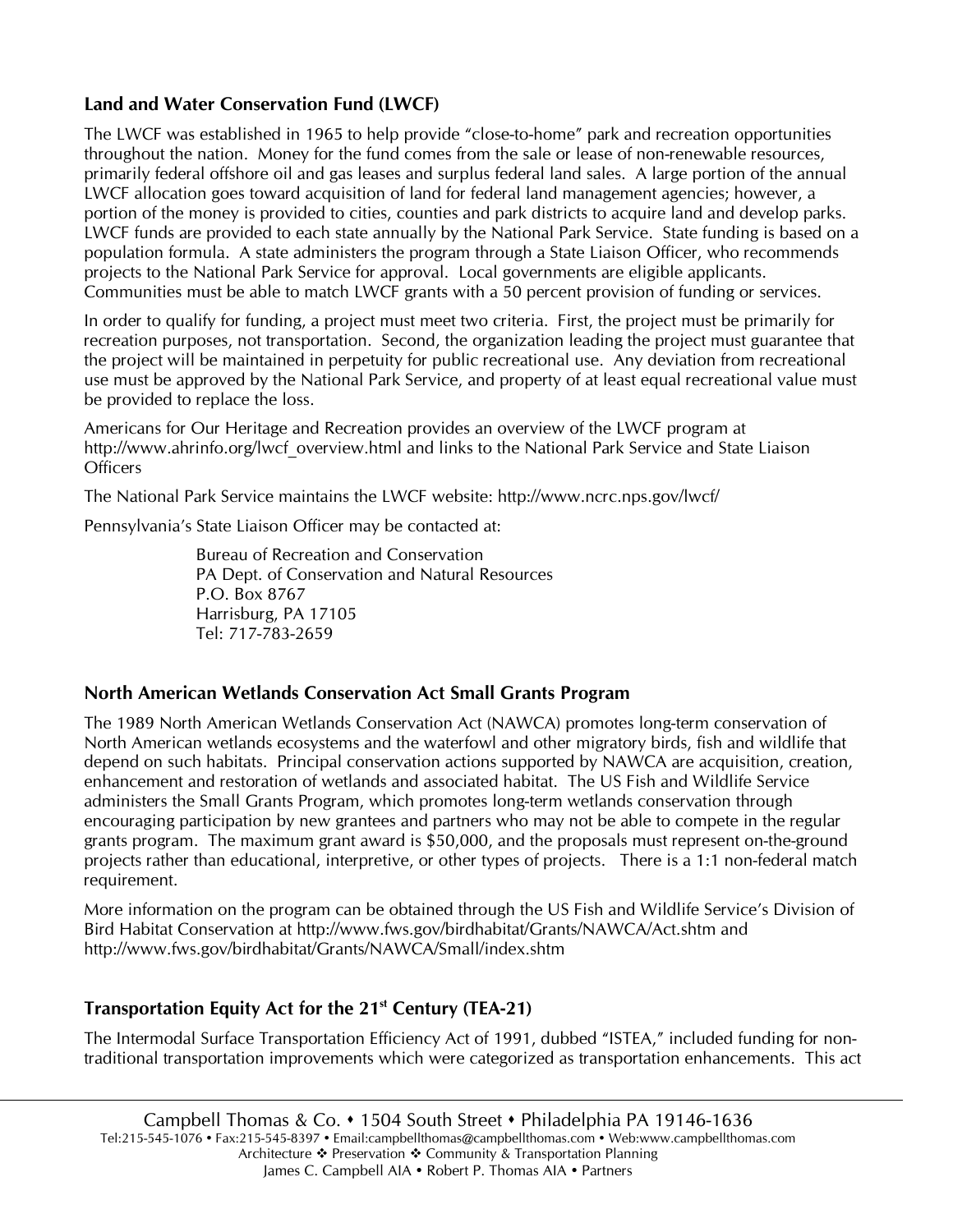### Land and Water Conservation Fund (LWCF)

The LWCF was established in 1965 to help provide "close-to-home" park and recreation opportunities throughout the nation. Money for the fund comes from the sale or lease of non-renewable resources, primarily federal offshore oil and gas leases and surplus federal land sales. A large portion of the annual LWCF allocation goes toward acquisition of land for federal land management agencies; however, a portion of the money is provided to cities, counties and park districts to acquire land and develop parks. LWCF funds are provided to each state annually by the National Park Service. State funding is based on a population formula. A state administers the program through a State Liaison Officer, who recommends projects to the National Park Service for approval. Local governments are eligible applicants. Communities must be able to match LWCF grants with a 50 percent provision of funding or services.

In order to qualify for funding, a project must meet two criteria. First, the project must be primarily for recreation purposes, not transportation. Second, the organization leading the project must guarantee that the project will be maintained in perpetuity for public recreational use. Any deviation from recreational use must be approved by the National Park Service, and property of at least equal recreational value must be provided to replace the loss.

Americans for Our Heritage and Recreation provides an overview of the LWCF program at http://www.ahrinfo.org/lwcf_overview.html and links to the National Park Service and State Liaison Officers

The National Park Service maintains the LWCF website: http://www.ncrc.nps.gov/lwcf/

Pennsylvania's State Liaison Officer may be contacted at:

> Bureau of Recreation and Conservation
> PA Dept. of Conservation and Natural Resources
> P.O. Box 8767
> Harrisburg, PA 17105
> Tel: 717-783-2659

### North American Wetlands Conservation Act Small Grants Program

The 1989 North American Wetlands Conservation Act (NAWCA) promotes long-term conservation of North American wetlands ecosystems and the waterfowl and other migratory birds, fish and wildlife that depend on such habitats. Principal conservation actions supported by NAWCA are acquisition, creation, enhancement and restoration of wetlands and associated habitat. The US Fish and Wildlife Service administers the Small Grants Program, which promotes long-term wetlands conservation through encouraging participation by new grantees and partners who may not be able to compete in the regular grants program. The maximum grant award is $50,000, and the proposals must represent on-the-ground projects rather than educational, interpretive, or other types of projects. There is a 1:1 non-federal match requirement.

More information on the program can be obtained through the US Fish and Wildlife Service's Division of Bird Habitat Conservation at http://www.fws.gov/birdhabitat/Grants/NAWCA/Act.shtm and http://www.fws.gov/birdhabitat/Grants/NAWCA/Small/index.shtm

### Transportation Equity Act for the 21st Century (TEA-21)

The Intermodal Surface Transportation Efficiency Act of 1991, dubbed "ISTEA," included funding for non-traditional transportation improvements which were categorized as transportation enhancements. This act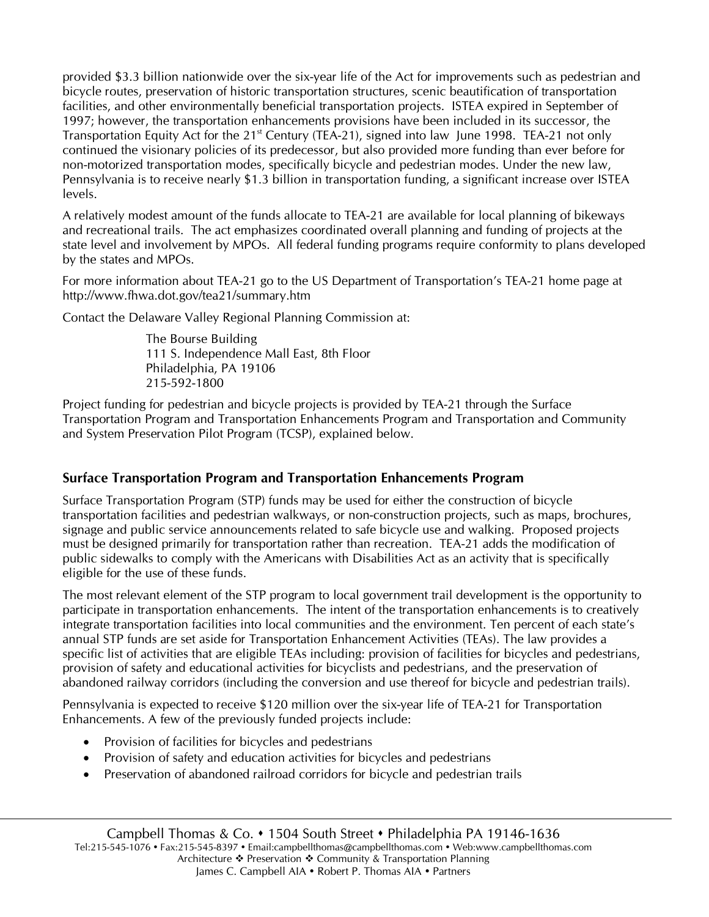provided $3.3 billion nationwide over the six-year life of the Act for improvements such as pedestrian and bicycle routes, preservation of historic transportation structures, scenic beautification of transportation facilities, and other environmentally beneficial transportation projects. ISTEA expired in September of 1997; however, the transportation enhancements provisions have been included in its successor, the Transportation Equity Act for the 21st Century (TEA-21), signed into law June 1998. TEA-21 not only continued the visionary policies of its predecessor, but also provided more funding than ever before for non-motorized transportation modes, specifically bicycle and pedestrian modes. Under the new law, Pennsylvania is to receive nearly $1.3 billion in transportation funding, a significant increase over ISTEA levels.

A relatively modest amount of the funds allocate to TEA-21 are available for local planning of bikeways and recreational trails. The act emphasizes coordinated overall planning and funding of projects at the state level and involvement by MPOs. All federal funding programs require conformity to plans developed by the states and MPOs.

For more information about TEA-21 go to the US Department of Transportation's TEA-21 home page at http://www.fhwa.dot.gov/tea21/summary.htm

Contact the Delaware Valley Regional Planning Commission at:

> The Bourse Building
> 111 S. Independence Mall East, 8th Floor
> Philadelphia, PA 19106
> 215-592-1800

Project funding for pedestrian and bicycle projects is provided by TEA-21 through the Surface Transportation Program and Transportation Enhancements Program and Transportation and Community and System Preservation Pilot Program (TCSP), explained below.

### Surface Transportation Program and Transportation Enhancements Program

Surface Transportation Program (STP) funds may be used for either the construction of bicycle transportation facilities and pedestrian walkways, or non-construction projects, such as maps, brochures, signage and public service announcements related to safe bicycle use and walking. Proposed projects must be designed primarily for transportation rather than recreation. TEA-21 adds the modification of public sidewalks to comply with the Americans with Disabilities Act as an activity that is specifically eligible for the use of these funds.

The most relevant element of the STP program to local government trail development is the opportunity to participate in transportation enhancements. The intent of the transportation enhancements is to creatively integrate transportation facilities into local communities and the environment. Ten percent of each state's annual STP funds are set aside for Transportation Enhancement Activities (TEAs). The law provides a specific list of activities that are eligible TEAs including: provision of facilities for bicycles and pedestrians, provision of safety and educational activities for bicyclists and pedestrians, and the preservation of abandoned railway corridors (including the conversion and use thereof for bicycle and pedestrian trails).

Pennsylvania is expected to receive $120 million over the six-year life of TEA-21 for Transportation Enhancements. A few of the previously funded projects include:

- Provision of facilities for bicycles and pedestrians
- Provision of safety and education activities for bicycles and pedestrians
- Preservation of abandoned railroad corridors for bicycle and pedestrian trails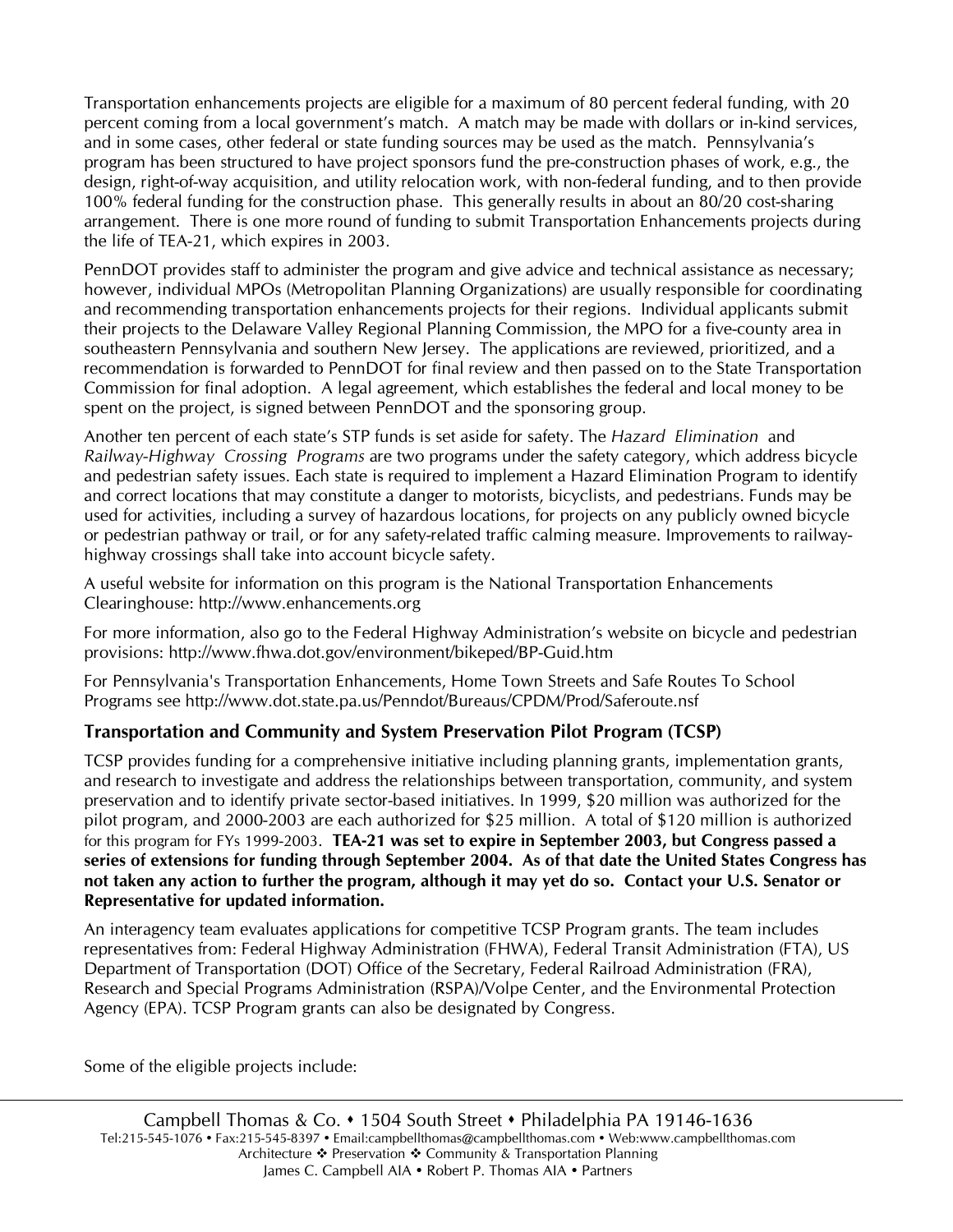Transportation enhancements projects are eligible for a maximum of 80 percent federal funding, with 20 percent coming from a local government's match. A match may be made with dollars or in-kind services, and in some cases, other federal or state funding sources may be used as the match. Pennsylvania's program has been structured to have project sponsors fund the pre-construction phases of work, e.g., the design, right-of-way acquisition, and utility relocation work, with non-federal funding, and to then provide 100% federal funding for the construction phase. This generally results in about an 80/20 cost-sharing arrangement. There is one more round of funding to submit Transportation Enhancements projects during the life of TEA-21, which expires in 2003.

PennDOT provides staff to administer the program and give advice and technical assistance as necessary; however, individual MPOs (Metropolitan Planning Organizations) are usually responsible for coordinating and recommending transportation enhancements projects for their regions. Individual applicants submit their projects to the Delaware Valley Regional Planning Commission, the MPO for a five-county area in southeastern Pennsylvania and southern New Jersey. The applications are reviewed, prioritized, and a recommendation is forwarded to PennDOT for final review and then passed on to the State Transportation Commission for final adoption. A legal agreement, which establishes the federal and local money to be spent on the project, is signed between PennDOT and the sponsoring group.

Another ten percent of each state's STP funds is set aside for safety. The *Hazard Elimination* and *Railway-Highway Crossing Programs* are two programs under the safety category, which address bicycle and pedestrian safety issues. Each state is required to implement a Hazard Elimination Program to identify and correct locations that may constitute a danger to motorists, bicyclists, and pedestrians. Funds may be used for activities, including a survey of hazardous locations, for projects on any publicly owned bicycle or pedestrian pathway or trail, or for any safety-related traffic calming measure. Improvements to railway-highway crossings shall take into account bicycle safety.

A useful website for information on this program is the National Transportation Enhancements Clearinghouse: http://www.enhancements.org

For more information, also go to the Federal Highway Administration's website on bicycle and pedestrian provisions: http://www.fhwa.dot.gov/environment/bikeped/BP-Guid.htm

For Pennsylvania's Transportation Enhancements, Home Town Streets and Safe Routes To School Programs see http://www.dot.state.pa.us/Penndot/Bureaus/CPDM/Prod/Saferoute.nsf

### Transportation and Community and System Preservation Pilot Program (TCSP)

TCSP provides funding for a comprehensive initiative including planning grants, implementation grants, and research to investigate and address the relationships between transportation, community, and system preservation and to identify private sector-based initiatives. In 1999, $20 million was authorized for the pilot program, and 2000-2003 are each authorized for $25 million. A total of $120 million is authorized for this program for FYs 1999-2003. **TEA-21 was set to expire in September 2003, but Congress passed a series of extensions for funding through September 2004. As of that date the United States Congress has not taken any action to further the program, although it may yet do so. Contact your U.S. Senator or Representative for updated information.**

An interagency team evaluates applications for competitive TCSP Program grants. The team includes representatives from: Federal Highway Administration (FHWA), Federal Transit Administration (FTA), US Department of Transportation (DOT) Office of the Secretary, Federal Railroad Administration (FRA), Research and Special Programs Administration (RSPA)/Volpe Center, and the Environmental Protection Agency (EPA). TCSP Program grants can also be designated by Congress.

Some of the eligible projects include: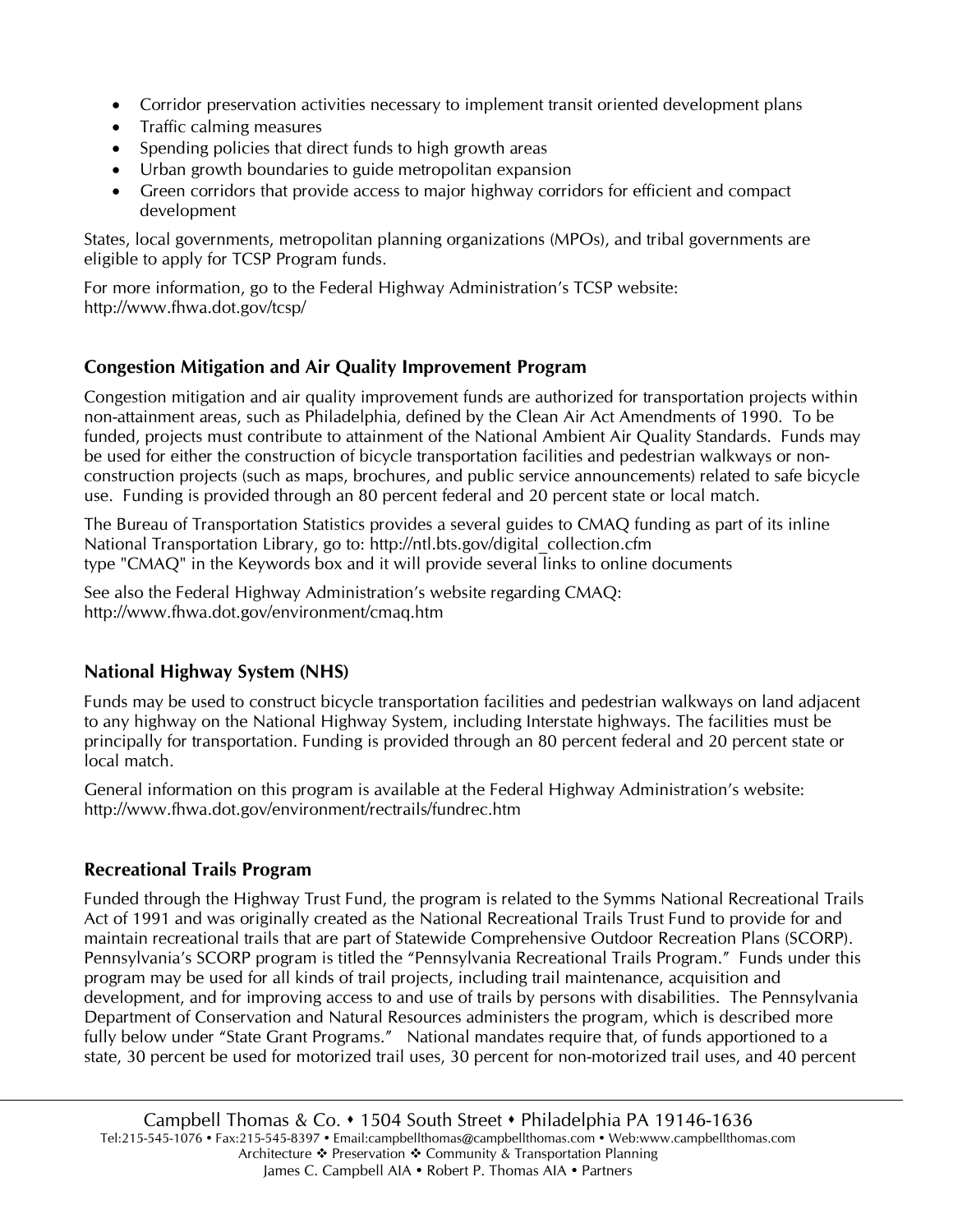- Corridor preservation activities necessary to implement transit oriented development plans
- Traffic calming measures
- Spending policies that direct funds to high growth areas
- Urban growth boundaries to guide metropolitan expansion
- Green corridors that provide access to major highway corridors for efficient and compact development

States, local governments, metropolitan planning organizations (MPOs), and tribal governments are eligible to apply for TCSP Program funds.

For more information, go to the Federal Highway Administration's TCSP website: http://www.fhwa.dot.gov/tcsp/

### Congestion Mitigation and Air Quality Improvement Program

Congestion mitigation and air quality improvement funds are authorized for transportation projects within non-attainment areas, such as Philadelphia, defined by the Clean Air Act Amendments of 1990. To be funded, projects must contribute to attainment of the National Ambient Air Quality Standards. Funds may be used for either the construction of bicycle transportation facilities and pedestrian walkways or non-construction projects (such as maps, brochures, and public service announcements) related to safe bicycle use. Funding is provided through an 80 percent federal and 20 percent state or local match.

The Bureau of Transportation Statistics provides a several guides to CMAQ funding as part of its inline National Transportation Library, go to: http://ntl.bts.gov/digital_collection.cfm
type "CMAQ" in the Keywords box and it will provide several links to online documents

See also the Federal Highway Administration's website regarding CMAQ: http://www.fhwa.dot.gov/environment/cmaq.htm

### National Highway System (NHS)

Funds may be used to construct bicycle transportation facilities and pedestrian walkways on land adjacent to any highway on the National Highway System, including Interstate highways. The facilities must be principally for transportation. Funding is provided through an 80 percent federal and 20 percent state or local match.

General information on this program is available at the Federal Highway Administration's website: http://www.fhwa.dot.gov/environment/rectrails/fundrec.htm

### Recreational Trails Program

Funded through the Highway Trust Fund, the program is related to the Symms National Recreational Trails Act of 1991 and was originally created as the National Recreational Trails Trust Fund to provide for and maintain recreational trails that are part of Statewide Comprehensive Outdoor Recreation Plans (SCORP). Pennsylvania's SCORP program is titled the "Pennsylvania Recreational Trails Program." Funds under this program may be used for all kinds of trail projects, including trail maintenance, acquisition and development, and for improving access to and use of trails by persons with disabilities. The Pennsylvania Department of Conservation and Natural Resources administers the program, which is described more fully below under "State Grant Programs." National mandates require that, of funds apportioned to a state, 30 percent be used for motorized trail uses, 30 percent for non-motorized trail uses, and 40 percent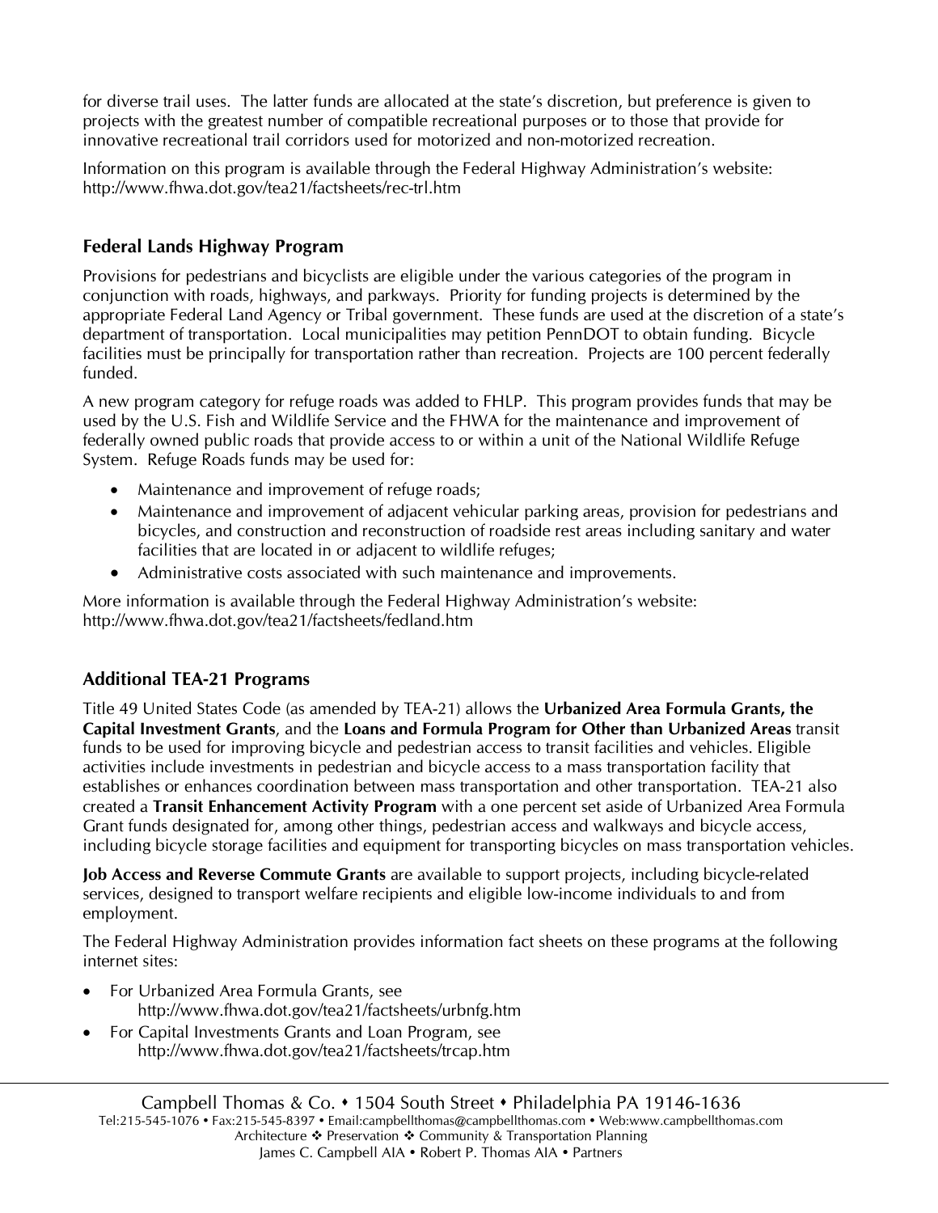for diverse trail uses. The latter funds are allocated at the state's discretion, but preference is given to projects with the greatest number of compatible recreational purposes or to those that provide for innovative recreational trail corridors used for motorized and non-motorized recreation.

Information on this program is available through the Federal Highway Administration's website: http://www.fhwa.dot.gov/tea21/factsheets/rec-trl.htm

### Federal Lands Highway Program

Provisions for pedestrians and bicyclists are eligible under the various categories of the program in conjunction with roads, highways, and parkways. Priority for funding projects is determined by the appropriate Federal Land Agency or Tribal government. These funds are used at the discretion of a state's department of transportation. Local municipalities may petition PennDOT to obtain funding. Bicycle facilities must be principally for transportation rather than recreation. Projects are 100 percent federally funded.

A new program category for refuge roads was added to FHLP. This program provides funds that may be used by the U.S. Fish and Wildlife Service and the FHWA for the maintenance and improvement of federally owned public roads that provide access to or within a unit of the National Wildlife Refuge System. Refuge Roads funds may be used for:

- Maintenance and improvement of refuge roads;
- Maintenance and improvement of adjacent vehicular parking areas, provision for pedestrians and bicycles, and construction and reconstruction of roadside rest areas including sanitary and water facilities that are located in or adjacent to wildlife refuges;
- Administrative costs associated with such maintenance and improvements.

More information is available through the Federal Highway Administration's website: http://www.fhwa.dot.gov/tea21/factsheets/fedland.htm

### Additional TEA-21 Programs

Title 49 United States Code (as amended by TEA-21) allows the **Urbanized Area Formula Grants, the Capital Investment Grants**, and the **Loans and Formula Program for Other than Urbanized Areas** transit funds to be used for improving bicycle and pedestrian access to transit facilities and vehicles. Eligible activities include investments in pedestrian and bicycle access to a mass transportation facility that establishes or enhances coordination between mass transportation and other transportation. TEA-21 also created a **Transit Enhancement Activity Program** with a one percent set aside of Urbanized Area Formula Grant funds designated for, among other things, pedestrian access and walkways and bicycle access, including bicycle storage facilities and equipment for transporting bicycles on mass transportation vehicles.

**Job Access and Reverse Commute Grants** are available to support projects, including bicycle-related services, designed to transport welfare recipients and eligible low-income individuals to and from employment.

The Federal Highway Administration provides information fact sheets on these programs at the following internet sites:

- For Urbanized Area Formula Grants, see http://www.fhwa.dot.gov/tea21/factsheets/urbnfg.htm
- For Capital Investments Grants and Loan Program, see http://www.fhwa.dot.gov/tea21/factsheets/trcap.htm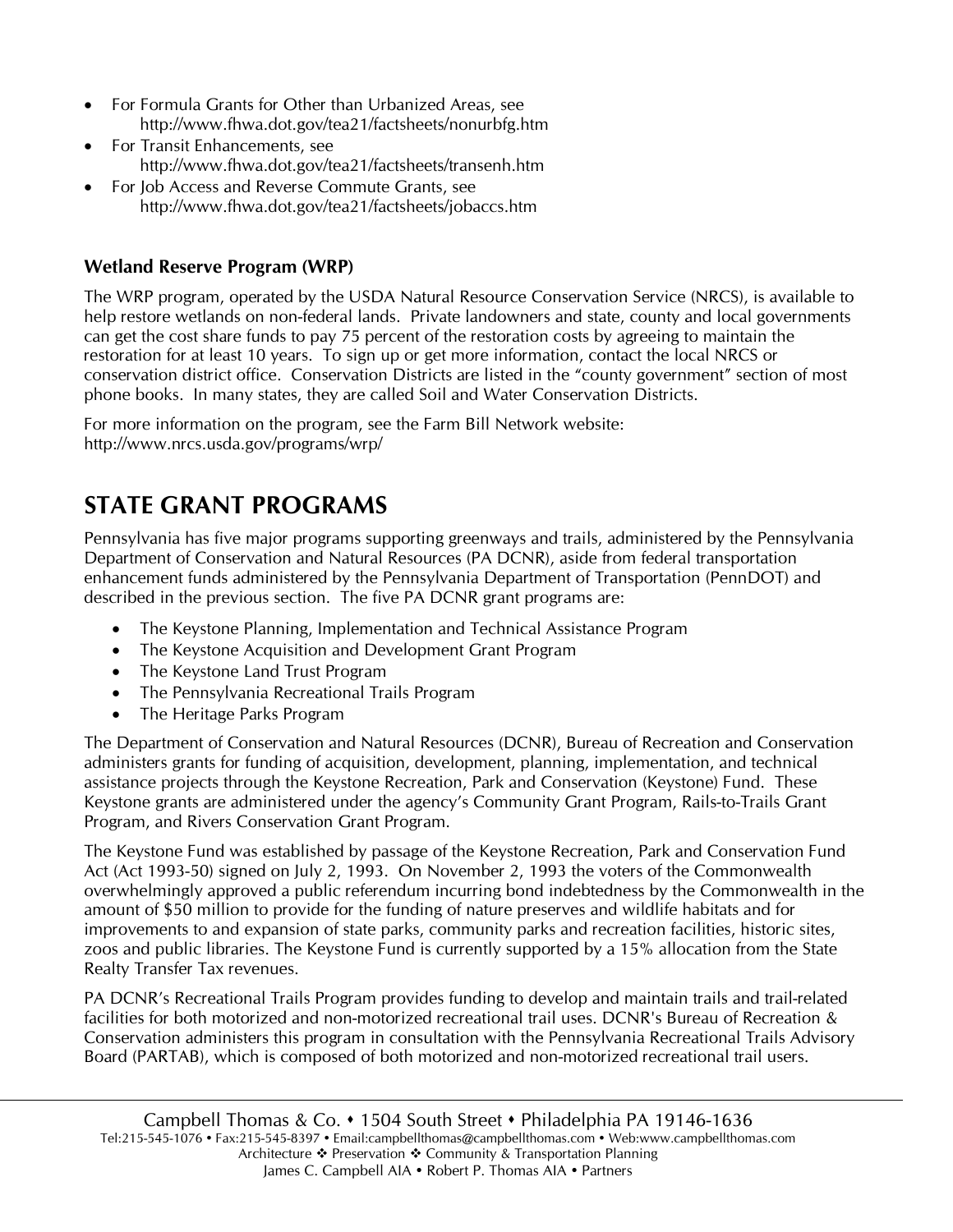- For Formula Grants for Other than Urbanized Areas, see http://www.fhwa.dot.gov/tea21/factsheets/nonurbfg.htm
- For Transit Enhancements, see http://www.fhwa.dot.gov/tea21/factsheets/transenh.htm
- For Job Access and Reverse Commute Grants, see http://www.fhwa.dot.gov/tea21/factsheets/jobaccs.htm

### Wetland Reserve Program (WRP)

The WRP program, operated by the USDA Natural Resource Conservation Service (NRCS), is available to help restore wetlands on non-federal lands. Private landowners and state, county and local governments can get the cost share funds to pay 75 percent of the restoration costs by agreeing to maintain the restoration for at least 10 years. To sign up or get more information, contact the local NRCS or conservation district office. Conservation Districts are listed in the "county government" section of most phone books. In many states, they are called Soil and Water Conservation Districts.

For more information on the program, see the Farm Bill Network website: http://www.nrcs.usda.gov/programs/wrp/

## STATE GRANT PROGRAMS

Pennsylvania has five major programs supporting greenways and trails, administered by the Pennsylvania Department of Conservation and Natural Resources (PA DCNR), aside from federal transportation enhancement funds administered by the Pennsylvania Department of Transportation (PennDOT) and described in the previous section. The five PA DCNR grant programs are:

- The Keystone Planning, Implementation and Technical Assistance Program
- The Keystone Acquisition and Development Grant Program
- The Keystone Land Trust Program
- The Pennsylvania Recreational Trails Program
- The Heritage Parks Program

The Department of Conservation and Natural Resources (DCNR), Bureau of Recreation and Conservation administers grants for funding of acquisition, development, planning, implementation, and technical assistance projects through the Keystone Recreation, Park and Conservation (Keystone) Fund. These Keystone grants are administered under the agency's Community Grant Program, Rails-to-Trails Grant Program, and Rivers Conservation Grant Program.

The Keystone Fund was established by passage of the Keystone Recreation, Park and Conservation Fund Act (Act 1993-50) signed on July 2, 1993. On November 2, 1993 the voters of the Commonwealth overwhelmingly approved a public referendum incurring bond indebtedness by the Commonwealth in the amount of $50 million to provide for the funding of nature preserves and wildlife habitats and for improvements to and expansion of state parks, community parks and recreation facilities, historic sites, zoos and public libraries. The Keystone Fund is currently supported by a 15% allocation from the State Realty Transfer Tax revenues.

PA DCNR's Recreational Trails Program provides funding to develop and maintain trails and trail-related facilities for both motorized and non-motorized recreational trail uses. DCNR's Bureau of Recreation & Conservation administers this program in consultation with the Pennsylvania Recreational Trails Advisory Board (PARTAB), which is composed of both motorized and non-motorized recreational trail users.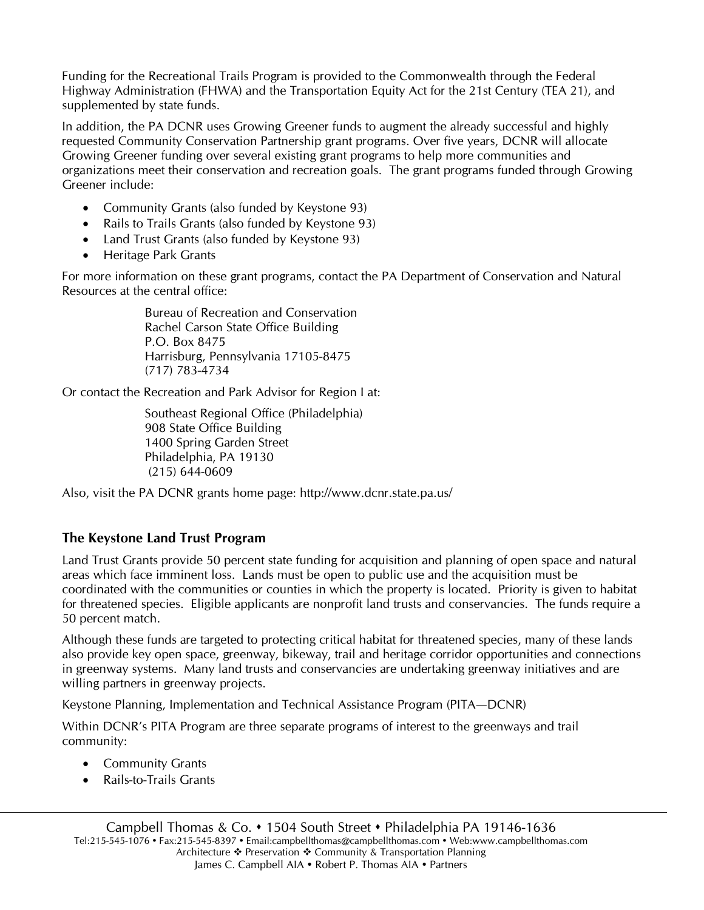Funding for the Recreational Trails Program is provided to the Commonwealth through the Federal Highway Administration (FHWA) and the Transportation Equity Act for the 21st Century (TEA 21), and supplemented by state funds.

In addition, the PA DCNR uses Growing Greener funds to augment the already successful and highly requested Community Conservation Partnership grant programs. Over five years, DCNR will allocate Growing Greener funding over several existing grant programs to help more communities and organizations meet their conservation and recreation goals. The grant programs funded through Growing Greener include:

- Community Grants (also funded by Keystone 93)
- Rails to Trails Grants (also funded by Keystone 93)
- Land Trust Grants (also funded by Keystone 93)
- Heritage Park Grants

For more information on these grant programs, contact the PA Department of Conservation and Natural Resources at the central office:

> Bureau of Recreation and Conservation
> Rachel Carson State Office Building
> P.O. Box 8475
> Harrisburg, Pennsylvania 17105-8475
> (717) 783-4734

Or contact the Recreation and Park Advisor for Region I at:

> Southeast Regional Office (Philadelphia)
> 908 State Office Building
> 1400 Spring Garden Street
> Philadelphia, PA 19130
> (215) 644-0609

Also, visit the PA DCNR grants home page: http://www.dcnr.state.pa.us/

### The Keystone Land Trust Program

Land Trust Grants provide 50 percent state funding for acquisition and planning of open space and natural areas which face imminent loss. Lands must be open to public use and the acquisition must be coordinated with the communities or counties in which the property is located. Priority is given to habitat for threatened species. Eligible applicants are nonprofit land trusts and conservancies. The funds require a 50 percent match.

Although these funds are targeted to protecting critical habitat for threatened species, many of these lands also provide key open space, greenway, bikeway, trail and heritage corridor opportunities and connections in greenway systems. Many land trusts and conservancies are undertaking greenway initiatives and are willing partners in greenway projects.

Keystone Planning, Implementation and Technical Assistance Program (PITA—DCNR)

Within DCNR's PITA Program are three separate programs of interest to the greenways and trail community:

- Community Grants
- Rails-to-Trails Grants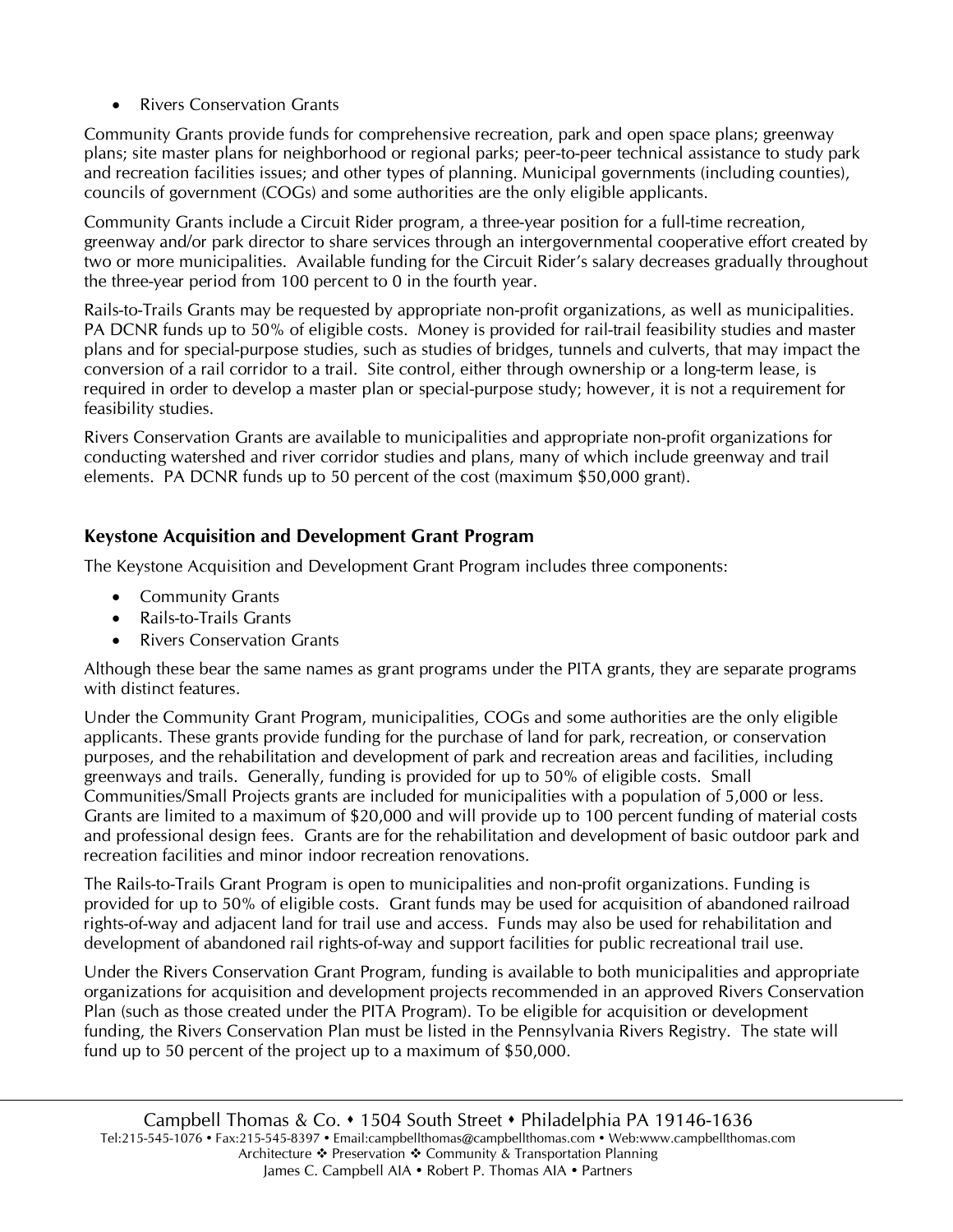- Rivers Conservation Grants

Community Grants provide funds for comprehensive recreation, park and open space plans; greenway plans; site master plans for neighborhood or regional parks; peer-to-peer technical assistance to study park and recreation facilities issues; and other types of planning. Municipal governments (including counties), councils of government (COGs) and some authorities are the only eligible applicants.

Community Grants include a Circuit Rider program, a three-year position for a full-time recreation, greenway and/or park director to share services through an intergovernmental cooperative effort created by two or more municipalities. Available funding for the Circuit Rider's salary decreases gradually throughout the three-year period from 100 percent to 0 in the fourth year.

Rails-to-Trails Grants may be requested by appropriate non-profit organizations, as well as municipalities. PA DCNR funds up to 50% of eligible costs. Money is provided for rail-trail feasibility studies and master plans and for special-purpose studies, such as studies of bridges, tunnels and culverts, that may impact the conversion of a rail corridor to a trail. Site control, either through ownership or a long-term lease, is required in order to develop a master plan or special-purpose study; however, it is not a requirement for feasibility studies.

Rivers Conservation Grants are available to municipalities and appropriate non-profit organizations for conducting watershed and river corridor studies and plans, many of which include greenway and trail elements. PA DCNR funds up to 50 percent of the cost (maximum $50,000 grant).

### Keystone Acquisition and Development Grant Program

The Keystone Acquisition and Development Grant Program includes three components:

- Community Grants
- Rails-to-Trails Grants
- Rivers Conservation Grants

Although these bear the same names as grant programs under the PITA grants, they are separate programs with distinct features.

Under the Community Grant Program, municipalities, COGs and some authorities are the only eligible applicants. These grants provide funding for the purchase of land for park, recreation, or conservation purposes, and the rehabilitation and development of park and recreation areas and facilities, including greenways and trails. Generally, funding is provided for up to 50% of eligible costs. Small Communities/Small Projects grants are included for municipalities with a population of 5,000 or less. Grants are limited to a maximum of $20,000 and will provide up to 100 percent funding of material costs and professional design fees. Grants are for the rehabilitation and development of basic outdoor park and recreation facilities and minor indoor recreation renovations.

The Rails-to-Trails Grant Program is open to municipalities and non-profit organizations. Funding is provided for up to 50% of eligible costs. Grant funds may be used for acquisition of abandoned railroad rights-of-way and adjacent land for trail use and access. Funds may also be used for rehabilitation and development of abandoned rail rights-of-way and support facilities for public recreational trail use.

Under the Rivers Conservation Grant Program, funding is available to both municipalities and appropriate organizations for acquisition and development projects recommended in an approved Rivers Conservation Plan (such as those created under the PITA Program). To be eligible for acquisition or development funding, the Rivers Conservation Plan must be listed in the Pennsylvania Rivers Registry. The state will fund up to 50 percent of the project up to a maximum of $50,000.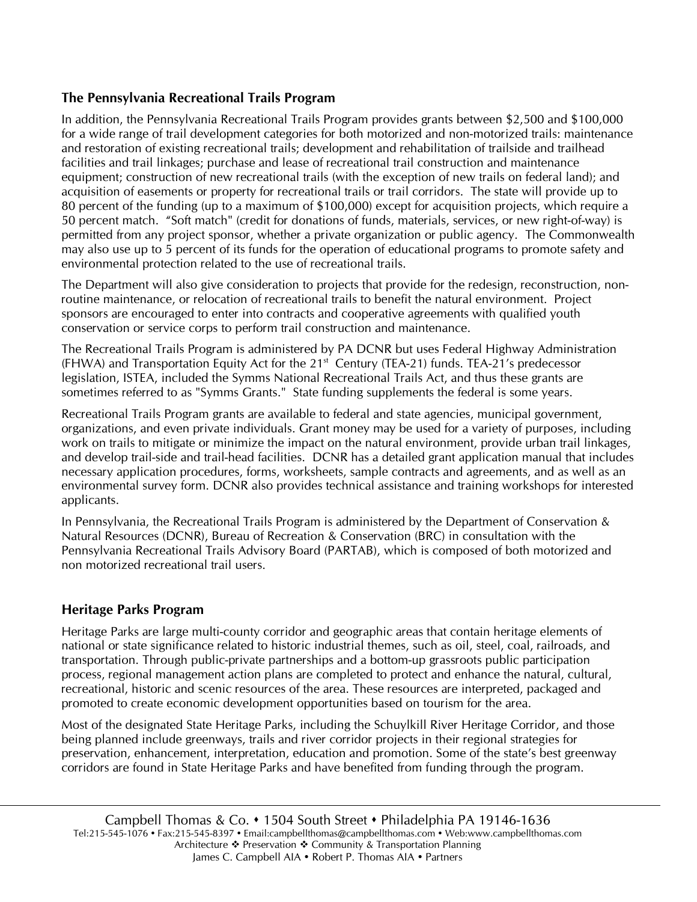## The Pennsylvania Recreational Trails Program

In addition, the Pennsylvania Recreational Trails Program provides grants between $2,500 and $100,000 for a wide range of trail development categories for both motorized and non-motorized trails: maintenance and restoration of existing recreational trails; development and rehabilitation of trailside and trailhead facilities and trail linkages; purchase and lease of recreational trail construction and maintenance equipment; construction of new recreational trails (with the exception of new trails on federal land); and acquisition of easements or property for recreational trails or trail corridors. The state will provide up to 80 percent of the funding (up to a maximum of $100,000) except for acquisition projects, which require a 50 percent match. "Soft match" (credit for donations of funds, materials, services, or new right-of-way) is permitted from any project sponsor, whether a private organization or public agency. The Commonwealth may also use up to 5 percent of its funds for the operation of educational programs to promote safety and environmental protection related to the use of recreational trails.

The Department will also give consideration to projects that provide for the redesign, reconstruction, non-routine maintenance, or relocation of recreational trails to benefit the natural environment. Project sponsors are encouraged to enter into contracts and cooperative agreements with qualified youth conservation or service corps to perform trail construction and maintenance.

The Recreational Trails Program is administered by PA DCNR but uses Federal Highway Administration (FHWA) and Transportation Equity Act for the 21st Century (TEA-21) funds. TEA-21's predecessor legislation, ISTEA, included the Symms National Recreational Trails Act, and thus these grants are sometimes referred to as "Symms Grants." State funding supplements the federal is some years.

Recreational Trails Program grants are available to federal and state agencies, municipal government, organizations, and even private individuals. Grant money may be used for a variety of purposes, including work on trails to mitigate or minimize the impact on the natural environment, provide urban trail linkages, and develop trail-side and trail-head facilities. DCNR has a detailed grant application manual that includes necessary application procedures, forms, worksheets, sample contracts and agreements, and as well as an environmental survey form. DCNR also provides technical assistance and training workshops for interested applicants.

In Pennsylvania, the Recreational Trails Program is administered by the Department of Conservation & Natural Resources (DCNR), Bureau of Recreation & Conservation (BRC) in consultation with the Pennsylvania Recreational Trails Advisory Board (PARTAB), which is composed of both motorized and non motorized recreational trail users.

## Heritage Parks Program

Heritage Parks are large multi-county corridor and geographic areas that contain heritage elements of national or state significance related to historic industrial themes, such as oil, steel, coal, railroads, and transportation. Through public-private partnerships and a bottom-up grassroots public participation process, regional management action plans are completed to protect and enhance the natural, cultural, recreational, historic and scenic resources of the area. These resources are interpreted, packaged and promoted to create economic development opportunities based on tourism for the area.

Most of the designated State Heritage Parks, including the Schuylkill River Heritage Corridor, and those being planned include greenways, trails and river corridor projects in their regional strategies for preservation, enhancement, interpretation, education and promotion. Some of the state's best greenway corridors are found in State Heritage Parks and have benefited from funding through the program.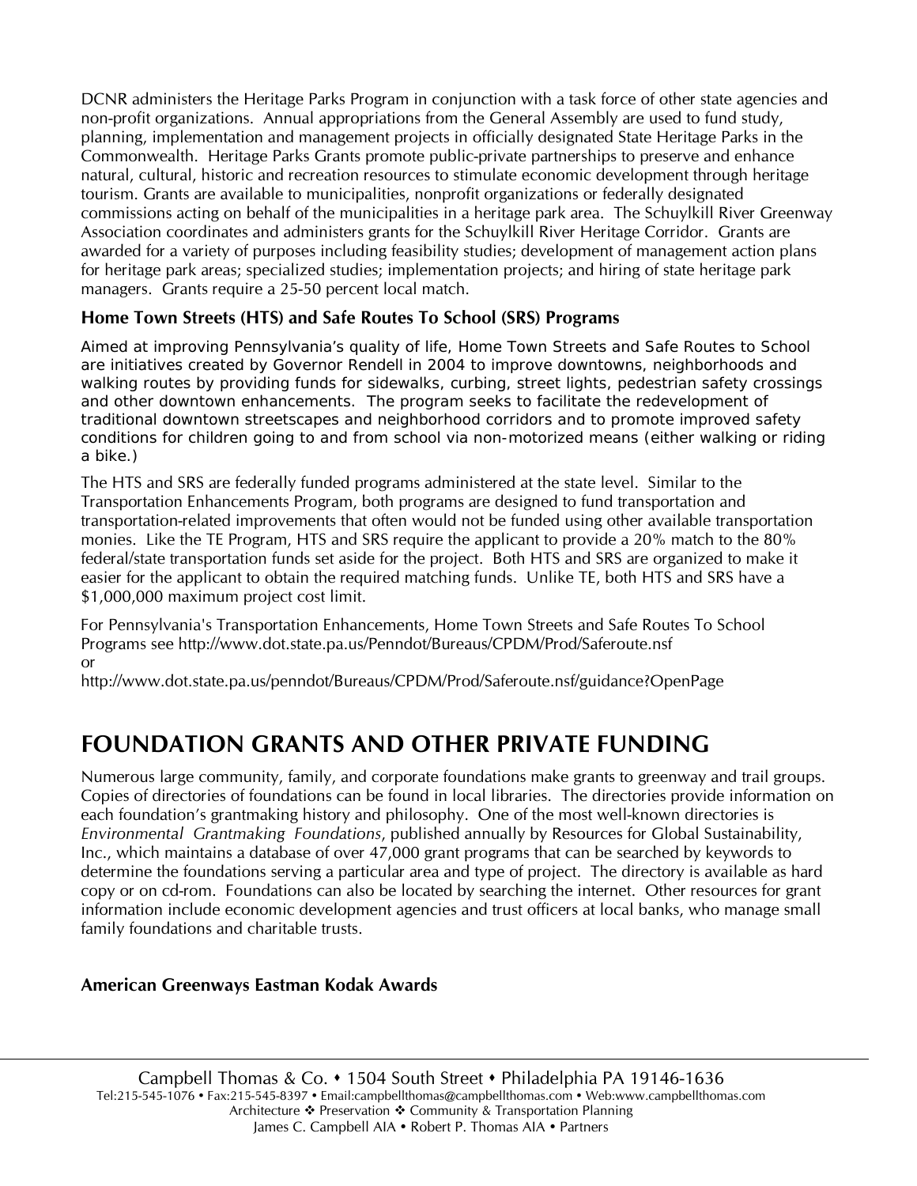DCNR administers the Heritage Parks Program in conjunction with a task force of other state agencies and non-profit organizations. Annual appropriations from the General Assembly are used to fund study, planning, implementation and management projects in officially designated State Heritage Parks in the Commonwealth. Heritage Parks Grants promote public-private partnerships to preserve and enhance natural, cultural, historic and recreation resources to stimulate economic development through heritage tourism. Grants are available to municipalities, nonprofit organizations or federally designated commissions acting on behalf of the municipalities in a heritage park area. The Schuylkill River Greenway Association coordinates and administers grants for the Schuylkill River Heritage Corridor. Grants are awarded for a variety of purposes including feasibility studies; development of management action plans for heritage park areas; specialized studies; implementation projects; and hiring of state heritage park managers. Grants require a 25-50 percent local match.

### Home Town Streets (HTS) and Safe Routes To School (SRS) Programs

Aimed at improving Pennsylvania's quality of life, Home Town Streets and Safe Routes to School are initiatives created by Governor Rendell in 2004 to improve downtowns, neighborhoods and walking routes by providing funds for sidewalks, curbing, street lights, pedestrian safety crossings and other downtown enhancements. The program seeks to facilitate the redevelopment of traditional downtown streetscapes and neighborhood corridors and to promote improved safety conditions for children going to and from school via non-motorized means (either walking or riding a bike.)

The HTS and SRS are federally funded programs administered at the state level. Similar to the Transportation Enhancements Program, both programs are designed to fund transportation and transportation-related improvements that often would not be funded using other available transportation monies. Like the TE Program, HTS and SRS require the applicant to provide a 20% match to the 80% federal/state transportation funds set aside for the project. Both HTS and SRS are organized to make it easier for the applicant to obtain the required matching funds. Unlike TE, both HTS and SRS have a $1,000,000 maximum project cost limit.

For Pennsylvania's Transportation Enhancements, Home Town Streets and Safe Routes To School Programs see http://www.dot.state.pa.us/Penndot/Bureaus/CPDM/Prod/Saferoute.nsf
or
http://www.dot.state.pa.us/penndot/Bureaus/CPDM/Prod/Saferoute.nsf/guidance?OpenPage

## FOUNDATION GRANTS AND OTHER PRIVATE FUNDING

Numerous large community, family, and corporate foundations make grants to greenway and trail groups. Copies of directories of foundations can be found in local libraries. The directories provide information on each foundation's grantmaking history and philosophy. One of the most well-known directories is *Environmental Grantmaking Foundations*, published annually by Resources for Global Sustainability, Inc., which maintains a database of over 47,000 grant programs that can be searched by keywords to determine the foundations serving a particular area and type of project. The directory is available as hard copy or on cd-rom. Foundations can also be located by searching the internet. Other resources for grant information include economic development agencies and trust officers at local banks, who manage small family foundations and charitable trusts.

### American Greenways Eastman Kodak Awards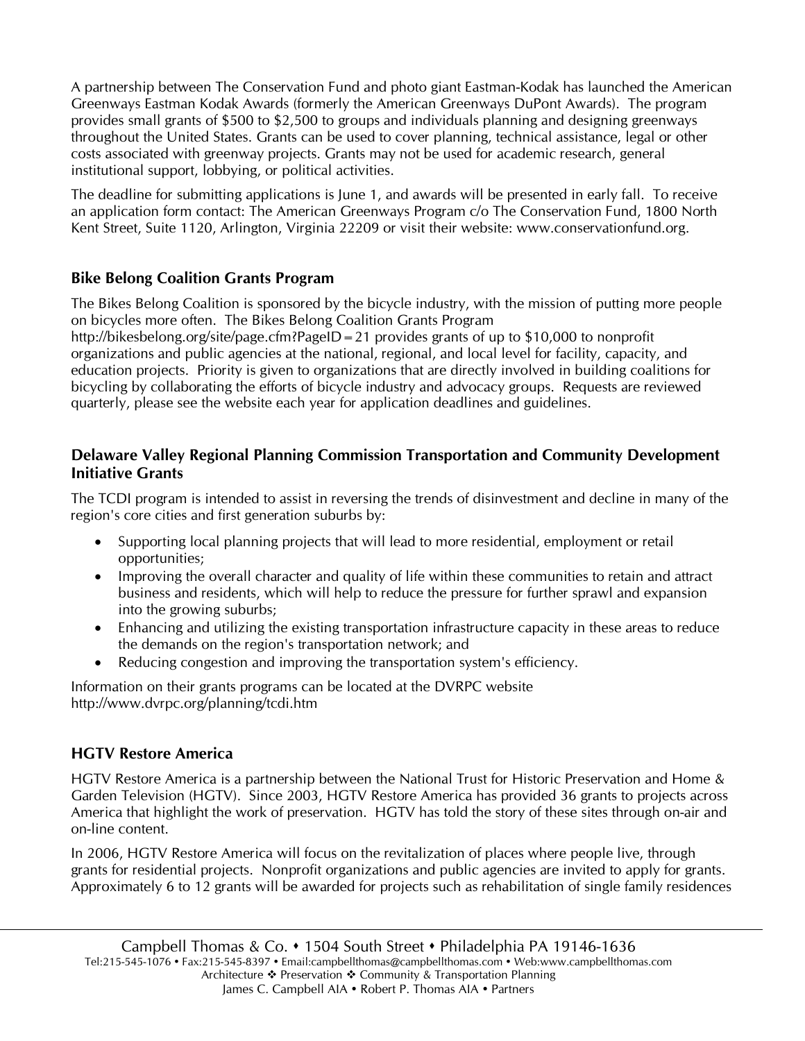A partnership between The Conservation Fund and photo giant Eastman-Kodak has launched the American Greenways Eastman Kodak Awards (formerly the American Greenways DuPont Awards). The program provides small grants of $500 to $2,500 to groups and individuals planning and designing greenways throughout the United States. Grants can be used to cover planning, technical assistance, legal or other costs associated with greenway projects. Grants may not be used for academic research, general institutional support, lobbying, or political activities.

The deadline for submitting applications is June 1, and awards will be presented in early fall. To receive an application form contact: The American Greenways Program c/o The Conservation Fund, 1800 North Kent Street, Suite 1120, Arlington, Virginia 22209 or visit their website: www.conservationfund.org.

### Bike Belong Coalition Grants Program

The Bikes Belong Coalition is sponsored by the bicycle industry, with the mission of putting more people on bicycles more often. The Bikes Belong Coalition Grants Program http://bikesbelong.org/site/page.cfm?PageID=21 provides grants of up to $10,000 to nonprofit organizations and public agencies at the national, regional, and local level for facility, capacity, and education projects. Priority is given to organizations that are directly involved in building coalitions for bicycling by collaborating the efforts of bicycle industry and advocacy groups. Requests are reviewed quarterly, please see the website each year for application deadlines and guidelines.

### Delaware Valley Regional Planning Commission Transportation and Community Development Initiative Grants

The TCDI program is intended to assist in reversing the trends of disinvestment and decline in many of the region's core cities and first generation suburbs by:

- Supporting local planning projects that will lead to more residential, employment or retail opportunities;
- Improving the overall character and quality of life within these communities to retain and attract business and residents, which will help to reduce the pressure for further sprawl and expansion into the growing suburbs;
- Enhancing and utilizing the existing transportation infrastructure capacity in these areas to reduce the demands on the region's transportation network; and
- Reducing congestion and improving the transportation system's efficiency.

Information on their grants programs can be located at the DVRPC website http://www.dvrpc.org/planning/tcdi.htm

### HGTV Restore America

HGTV Restore America is a partnership between the National Trust for Historic Preservation and Home & Garden Television (HGTV). Since 2003, HGTV Restore America has provided 36 grants to projects across America that highlight the work of preservation. HGTV has told the story of these sites through on-air and on-line content.

In 2006, HGTV Restore America will focus on the revitalization of places where people live, through grants for residential projects. Nonprofit organizations and public agencies are invited to apply for grants. Approximately 6 to 12 grants will be awarded for projects such as rehabilitation of single family residences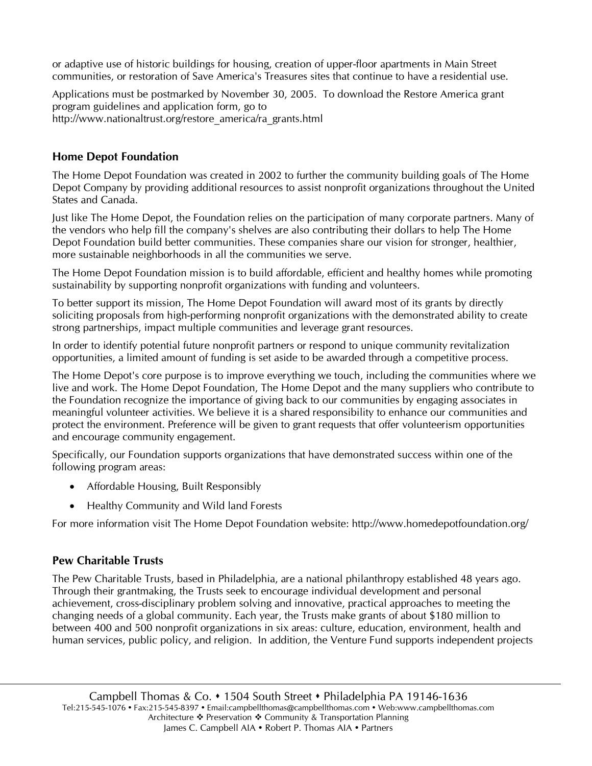or adaptive use of historic buildings for housing, creation of upper-floor apartments in Main Street communities, or restoration of Save America's Treasures sites that continue to have a residential use.

Applications must be postmarked by November 30, 2005. To download the Restore America grant program guidelines and application form, go to http://www.nationaltrust.org/restore_america/ra_grants.html

### Home Depot Foundation

The Home Depot Foundation was created in 2002 to further the community building goals of The Home Depot Company by providing additional resources to assist nonprofit organizations throughout the United States and Canada.

Just like The Home Depot, the Foundation relies on the participation of many corporate partners. Many of the vendors who help fill the company's shelves are also contributing their dollars to help The Home Depot Foundation build better communities. These companies share our vision for stronger, healthier, more sustainable neighborhoods in all the communities we serve.

The Home Depot Foundation mission is to build affordable, efficient and healthy homes while promoting sustainability by supporting nonprofit organizations with funding and volunteers.

To better support its mission, The Home Depot Foundation will award most of its grants by directly soliciting proposals from high-performing nonprofit organizations with the demonstrated ability to create strong partnerships, impact multiple communities and leverage grant resources.

In order to identify potential future nonprofit partners or respond to unique community revitalization opportunities, a limited amount of funding is set aside to be awarded through a competitive process.

The Home Depot's core purpose is to improve everything we touch, including the communities where we live and work. The Home Depot Foundation, The Home Depot and the many suppliers who contribute to the Foundation recognize the importance of giving back to our communities by engaging associates in meaningful volunteer activities. We believe it is a shared responsibility to enhance our communities and protect the environment. Preference will be given to grant requests that offer volunteerism opportunities and encourage community engagement.

Specifically, our Foundation supports organizations that have demonstrated success within one of the following program areas:

- Affordable Housing, Built Responsibly
- Healthy Community and Wild land Forests

For more information visit The Home Depot Foundation website: http://www.homedepotfoundation.org/

### Pew Charitable Trusts

The Pew Charitable Trusts, based in Philadelphia, are a national philanthropy established 48 years ago. Through their grantmaking, the Trusts seek to encourage individual development and personal achievement, cross-disciplinary problem solving and innovative, practical approaches to meeting the changing needs of a global community. Each year, the Trusts make grants of about $180 million to between 400 and 500 nonprofit organizations in six areas: culture, education, environment, health and human services, public policy, and religion. In addition, the Venture Fund supports independent projects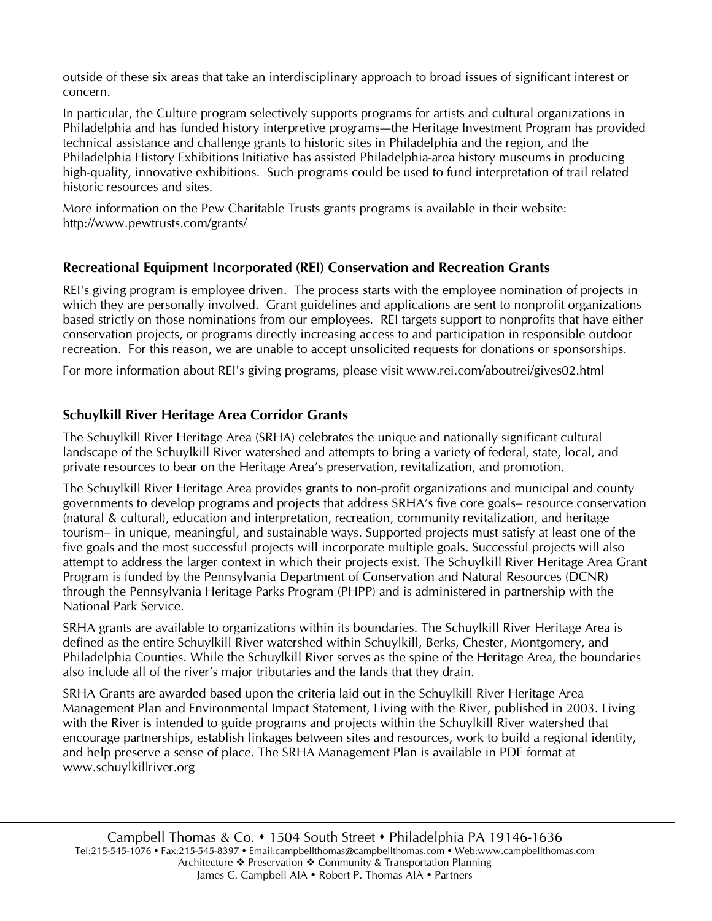outside of these six areas that take an interdisciplinary approach to broad issues of significant interest or concern.

In particular, the Culture program selectively supports programs for artists and cultural organizations in Philadelphia and has funded history interpretive programs—the Heritage Investment Program has provided technical assistance and challenge grants to historic sites in Philadelphia and the region, and the Philadelphia History Exhibitions Initiative has assisted Philadelphia-area history museums in producing high-quality, innovative exhibitions. Such programs could be used to fund interpretation of trail related historic resources and sites.

More information on the Pew Charitable Trusts grants programs is available in their website: http://www.pewtrusts.com/grants/

### Recreational Equipment Incorporated (REI) Conservation and Recreation Grants

REI's giving program is employee driven. The process starts with the employee nomination of projects in which they are personally involved. Grant guidelines and applications are sent to nonprofit organizations based strictly on those nominations from our employees. REI targets support to nonprofits that have either conservation projects, or programs directly increasing access to and participation in responsible outdoor recreation. For this reason, we are unable to accept unsolicited requests for donations or sponsorships.

For more information about REI's giving programs, please visit www.rei.com/aboutrei/gives02.html

### Schuylkill River Heritage Area Corridor Grants

The Schuylkill River Heritage Area (SRHA) celebrates the unique and nationally significant cultural landscape of the Schuylkill River watershed and attempts to bring a variety of federal, state, local, and private resources to bear on the Heritage Area's preservation, revitalization, and promotion.

The Schuylkill River Heritage Area provides grants to non-profit organizations and municipal and county governments to develop programs and projects that address SRHA's five core goals– resource conservation (natural & cultural), education and interpretation, recreation, community revitalization, and heritage tourism– in unique, meaningful, and sustainable ways. Supported projects must satisfy at least one of the five goals and the most successful projects will incorporate multiple goals. Successful projects will also attempt to address the larger context in which their projects exist. The Schuylkill River Heritage Area Grant Program is funded by the Pennsylvania Department of Conservation and Natural Resources (DCNR) through the Pennsylvania Heritage Parks Program (PHPP) and is administered in partnership with the National Park Service.

SRHA grants are available to organizations within its boundaries. The Schuylkill River Heritage Area is defined as the entire Schuylkill River watershed within Schuylkill, Berks, Chester, Montgomery, and Philadelphia Counties. While the Schuylkill River serves as the spine of the Heritage Area, the boundaries also include all of the river's major tributaries and the lands that they drain.

SRHA Grants are awarded based upon the criteria laid out in the Schuylkill River Heritage Area Management Plan and Environmental Impact Statement, Living with the River, published in 2003. Living with the River is intended to guide programs and projects within the Schuylkill River watershed that encourage partnerships, establish linkages between sites and resources, work to build a regional identity, and help preserve a sense of place. The SRHA Management Plan is available in PDF format at www.schuylkillriver.org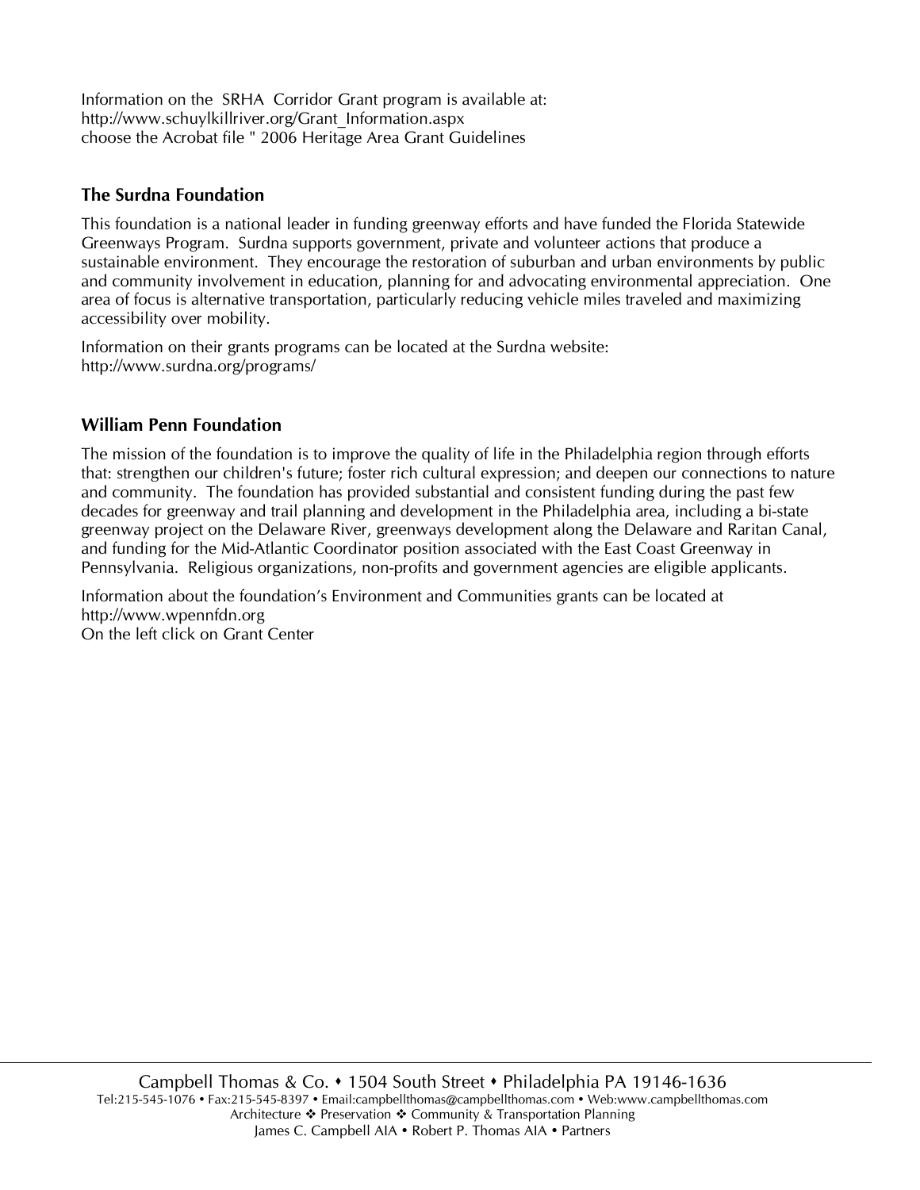Information on the SRHA Corridor Grant program is available at:
http://www.schuylkillriver.org/Grant_Information.aspx
choose the Acrobat file " 2006 Heritage Area Grant Guidelines

### The Surdna Foundation

This foundation is a national leader in funding greenway efforts and have funded the Florida Statewide Greenways Program. Surdna supports government, private and volunteer actions that produce a sustainable environment. They encourage the restoration of suburban and urban environments by public and community involvement in education, planning for and advocating environmental appreciation. One area of focus is alternative transportation, particularly reducing vehicle miles traveled and maximizing accessibility over mobility.

Information on their grants programs can be located at the Surdna website:
http://www.surdna.org/programs/

### William Penn Foundation

The mission of the foundation is to improve the quality of life in the Philadelphia region through efforts that: strengthen our children's future; foster rich cultural expression; and deepen our connections to nature and community. The foundation has provided substantial and consistent funding during the past few decades for greenway and trail planning and development in the Philadelphia area, including a bi-state greenway project on the Delaware River, greenways development along the Delaware and Raritan Canal, and funding for the Mid-Atlantic Coordinator position associated with the East Coast Greenway in Pennsylvania. Religious organizations, non-profits and government agencies are eligible applicants.

Information about the foundation's Environment and Communities grants can be located at
http://www.wpennfdn.org
On the left click on Grant Center